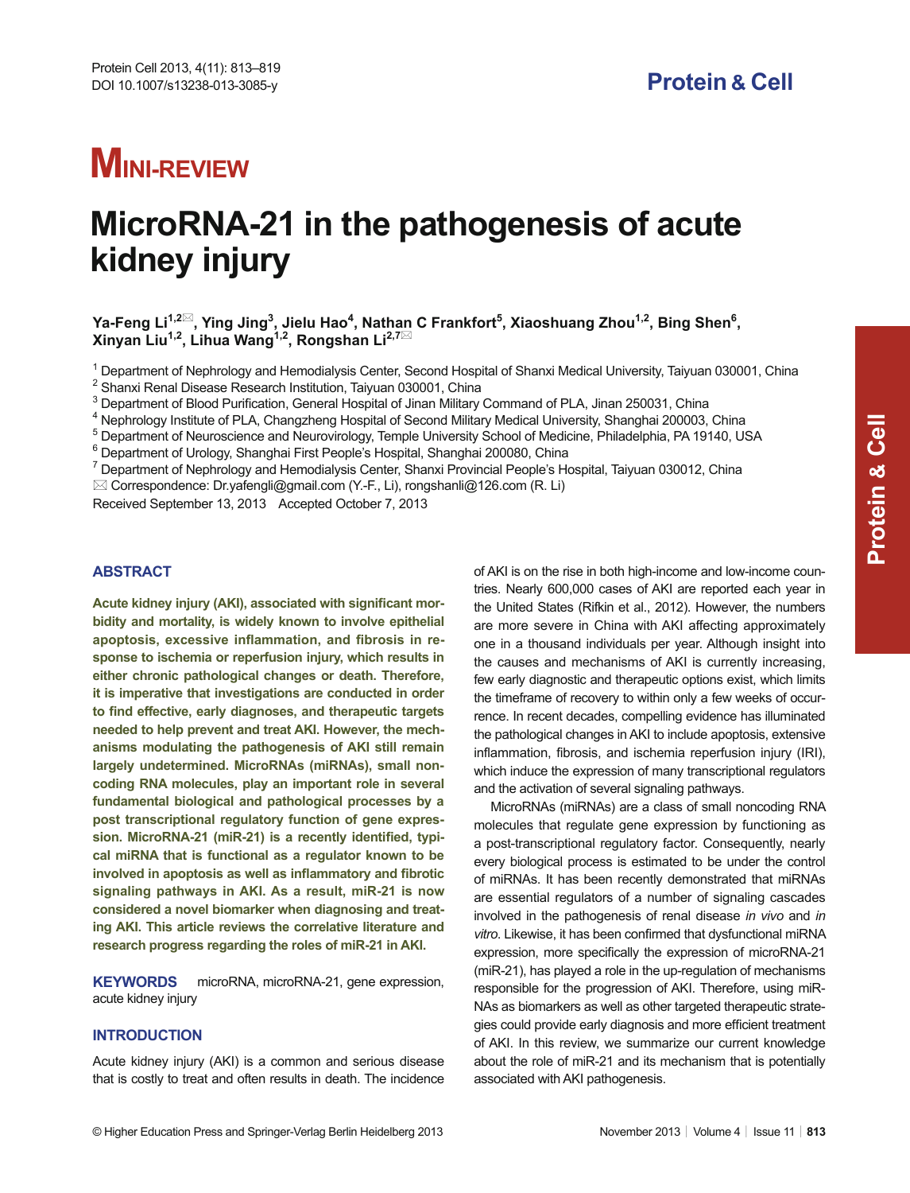MINI-REVIEW

# MicroRNA-21 in the pathogenesis of acute kidney injury

**Ya-Feng Li[1,2]✉, Ying Jing[3], Jielu Hao[4], Nathan C Frankfort[5], Xiaoshuang Zhou[1,2], Bing Shen[6], Xinyan Liu[1,2], Lihua Wang[1,2], Rongshan Li[2,7]✉**

[1] Department of Nephrology and Hemodialysis Center, Second Hospital of Shanxi Medical University, Taiyuan 030001, China
[2] Shanxi Renal Disease Research Institution, Taiyuan 030001, China
[3] Department of Blood Purification, General Hospital of Jinan Military Command of PLA, Jinan 250031, China
[4] Nephrology Institute of PLA, Changzheng Hospital of Second Military Medical University, Shanghai 200003, China
[5] Department of Neuroscience and Neurovirology, Temple University School of Medicine, Philadelphia, PA 19140, USA
[6] Department of Urology, Shanghai First People's Hospital, Shanghai 200080, China
[7] Department of Nephrology and Hemodialysis Center, Shanxi Provincial People's Hospital, Taiyuan 030012, China
✉ Correspondence: Dr.yafengli@gmail.com (Y.-F., Li), rongshanli@126.com (R. Li)

Received September 13, 2013 Accepted October 7, 2013

## ABSTRACT

**Acute kidney injury (AKI), associated with significant morbidity and mortality, is widely known to involve epithelial apoptosis, excessive inflammation, and fibrosis in response to ischemia or reperfusion injury, which results in either chronic pathological changes or death. Therefore, it is imperative that investigations are conducted in order to find effective, early diagnoses, and therapeutic targets needed to help prevent and treat AKI. However, the mechanisms modulating the pathogenesis of AKI still remain largely undetermined. MicroRNAs (miRNAs), small noncoding RNA molecules, play an important role in several fundamental biological and pathological processes by a post transcriptional regulatory function of gene expression. MicroRNA-21 (miR-21) is a recently identified, typical miRNA that is functional as a regulator known to be involved in apoptosis as well as inflammatory and fibrotic signaling pathways in AKI. As a result, miR-21 is now considered a novel biomarker when diagnosing and treating AKI. This article reviews the correlative literature and research progress regarding the roles of miR-21 in AKI.**

**KEYWORDS** microRNA, microRNA-21, gene expression, acute kidney injury

## INTRODUCTION

Acute kidney injury (AKI) is a common and serious disease that is costly to treat and often results in death. The incidence of AKI is on the rise in both high-income and low-income countries. Nearly 600,000 cases of AKI are reported each year in the United States (Rifkin et al., 2012). However, the numbers are more severe in China with AKI affecting approximately one in a thousand individuals per year. Although insight into the causes and mechanisms of AKI is currently increasing, few early diagnostic and therapeutic options exist, which limits the timeframe of recovery to within only a few weeks of occurrence. In recent decades, compelling evidence has illuminated the pathological changes in AKI to include apoptosis, extensive inflammation, fibrosis, and ischemia reperfusion injury (IRI), which induce the expression of many transcriptional regulators and the activation of several signaling pathways.

MicroRNAs (miRNAs) are a class of small noncoding RNA molecules that regulate gene expression by functioning as a post-transcriptional regulatory factor. Consequently, nearly every biological process is estimated to be under the control of miRNAs. It has been recently demonstrated that miRNAs are essential regulators of a number of signaling cascades involved in the pathogenesis of renal disease *in vivo* and *in vitro*. Likewise, it has been confirmed that dysfunctional miRNA expression, more specifically the expression of microRNA-21 (miR-21), has played a role in the up-regulation of mechanisms responsible for the progression of AKI. Therefore, using miRNAs as biomarkers as well as other targeted therapeutic strategies could provide early diagnosis and more efficient treatment of AKI. In this review, we summarize our current knowledge about the role of miR-21 and its mechanism that is potentially associated with AKI pathogenesis.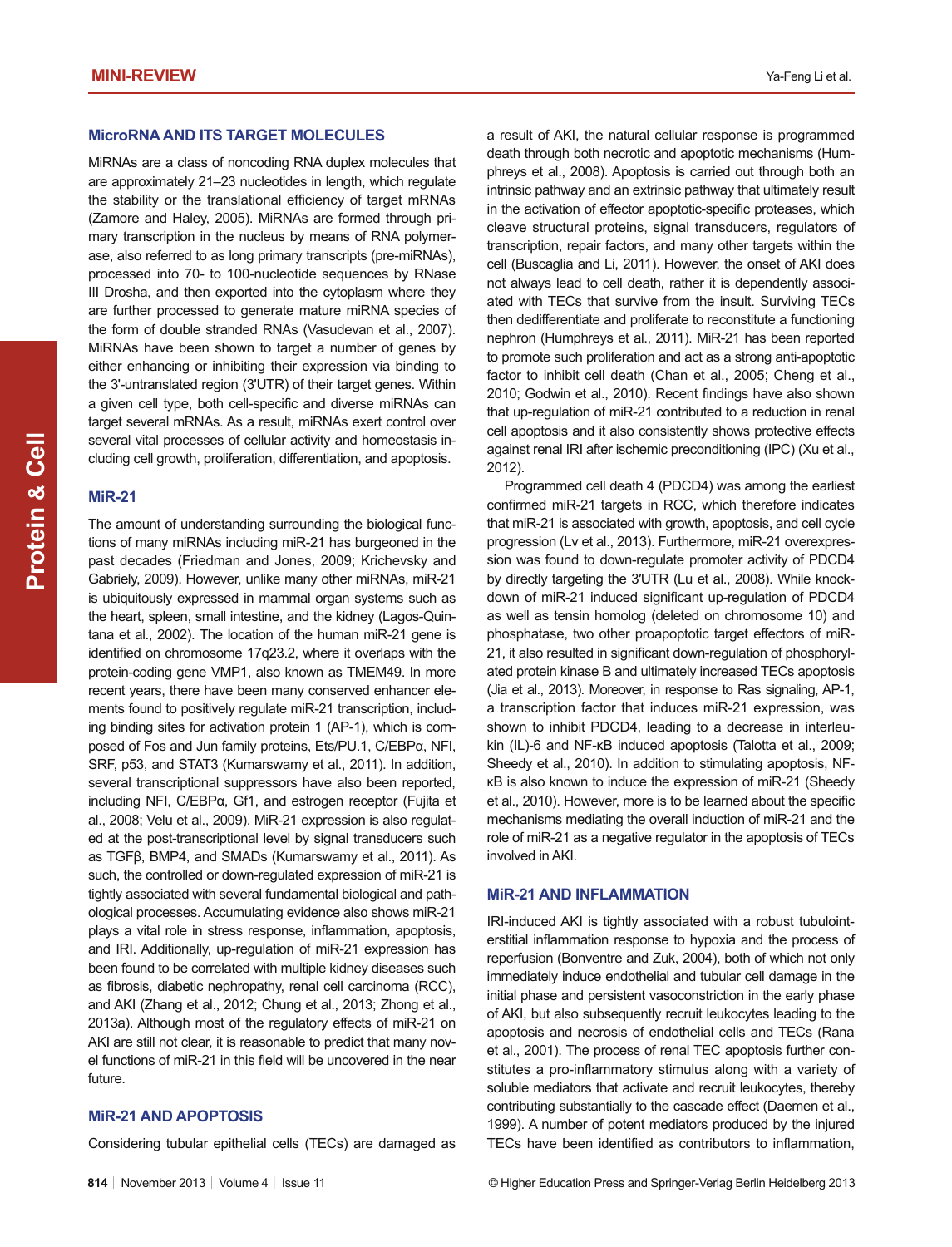## MicroRNA AND ITS TARGET MOLECULES

MiRNAs are a class of noncoding RNA duplex molecules that are approximately 21–23 nucleotides in length, which regulate the stability or the translational efficiency of target mRNAs (Zamore and Haley, 2005). MiRNAs are formed through primary transcription in the nucleus by means of RNA polymerase, also referred to as long primary transcripts (pre-miRNAs), processed into 70- to 100-nucleotide sequences by RNase III Drosha, and then exported into the cytoplasm where they are further processed to generate mature miRNA species of the form of double stranded RNAs (Vasudevan et al., 2007). MiRNAs have been shown to target a number of genes by either enhancing or inhibiting their expression via binding to the 3'-untranslated region (3'UTR) of their target genes. Within a given cell type, both cell-specific and diverse miRNAs can target several mRNAs. As a result, miRNAs exert control over several vital processes of cellular activity and homeostasis including cell growth, proliferation, differentiation, and apoptosis.

## MiR-21

The amount of understanding surrounding the biological functions of many miRNAs including miR-21 has burgeoned in the past decades (Friedman and Jones, 2009; Krichevsky and Gabriely, 2009). However, unlike many other miRNAs, miR-21 is ubiquitously expressed in mammal organ systems such as the heart, spleen, small intestine, and the kidney (Lagos-Quintana et al., 2002). The location of the human miR-21 gene is identified on chromosome 17q23.2, where it overlaps with the protein-coding gene VMP1, also known as TMEM49. In more recent years, there have been many conserved enhancer elements found to positively regulate miR-21 transcription, including binding sites for activation protein 1 (AP-1), which is composed of Fos and Jun family proteins, Ets/PU.1, C/EBPα, NFI, SRF, p53, and STAT3 (Kumarswamy et al., 2011). In addition, several transcriptional suppressors have also been reported, including NFI, C/EBPα, Gf1, and estrogen receptor (Fujita et al., 2008; Velu et al., 2009). MiR-21 expression is also regulated at the post-transcriptional level by signal transducers such as TGFβ, BMP4, and SMADs (Kumarswamy et al., 2011). As such, the controlled or down-regulated expression of miR-21 is tightly associated with several fundamental biological and pathological processes. Accumulating evidence also shows miR-21 plays a vital role in stress response, inflammation, apoptosis, and IRI. Additionally, up-regulation of miR-21 expression has been found to be correlated with multiple kidney diseases such as fibrosis, diabetic nephropathy, renal cell carcinoma (RCC), and AKI (Zhang et al., 2012; Chung et al., 2013; Zhong et al., 2013a). Although most of the regulatory effects of miR-21 on AKI are still not clear, it is reasonable to predict that many novel functions of miR-21 in this field will be uncovered in the near future.

## MiR-21 AND APOPTOSIS

Considering tubular epithelial cells (TECs) are damaged as a result of AKI, the natural cellular response is programmed death through both necrotic and apoptotic mechanisms (Humphreys et al., 2008). Apoptosis is carried out through both an intrinsic pathway and an extrinsic pathway that ultimately result in the activation of effector apoptotic-specific proteases, which cleave structural proteins, signal transducers, regulators of transcription, repair factors, and many other targets within the cell (Buscaglia and Li, 2011). However, the onset of AKI does not always lead to cell death, rather it is dependently associated with TECs that survive from the insult. Surviving TECs then dedifferentiate and proliferate to reconstitute a functioning nephron (Humphreys et al., 2011). MiR-21 has been reported to promote such proliferation and act as a strong anti-apoptotic factor to inhibit cell death (Chan et al., 2005; Cheng et al., 2010; Godwin et al., 2010). Recent findings have also shown that up-regulation of miR-21 contributed to a reduction in renal cell apoptosis and it also consistently shows protective effects against renal IRI after ischemic preconditioning (IPC) (Xu et al., 2012).

Programmed cell death 4 (PDCD4) was among the earliest confirmed miR-21 targets in RCC, which therefore indicates that miR-21 is associated with growth, apoptosis, and cell cycle progression (Lv et al., 2013). Furthermore, miR-21 overexpression was found to down-regulate promoter activity of PDCD4 by directly targeting the 3'UTR (Lu et al., 2008). While knockdown of miR-21 induced significant up-regulation of PDCD4 as well as tensin homolog (deleted on chromosome 10) and phosphatase, two other proapoptotic target effectors of miR-21, it also resulted in significant down-regulation of phosphorylated protein kinase B and ultimately increased TECs apoptosis (Jia et al., 2013). Moreover, in response to Ras signaling, AP-1, a transcription factor that induces miR-21 expression, was shown to inhibit PDCD4, leading to a decrease in interleukin (IL)-6 and NF-κB induced apoptosis (Talotta et al., 2009; Sheedy et al., 2010). In addition to stimulating apoptosis, NF-κB is also known to induce the expression of miR-21 (Sheedy et al., 2010). However, more is to be learned about the specific mechanisms mediating the overall induction of miR-21 and the role of miR-21 as a negative regulator in the apoptosis of TECs involved in AKI.

## MiR-21 AND INFLAMMATION

IRI-induced AKI is tightly associated with a robust tubulointerstitial inflammation response to hypoxia and the process of reperfusion (Bonventre and Zuk, 2004), both of which not only immediately induce endothelial and tubular cell damage in the initial phase and persistent vasoconstriction in the early phase of AKI, but also subsequently recruit leukocytes leading to the apoptosis and necrosis of endothelial cells and TECs (Rana et al., 2001). The process of renal TEC apoptosis further constitutes a pro-inflammatory stimulus along with a variety of soluble mediators that activate and recruit leukocytes, thereby contributing substantially to the cascade effect (Daemen et al., 1999). A number of potent mediators produced by the injured TECs have been identified as contributors to inflammation,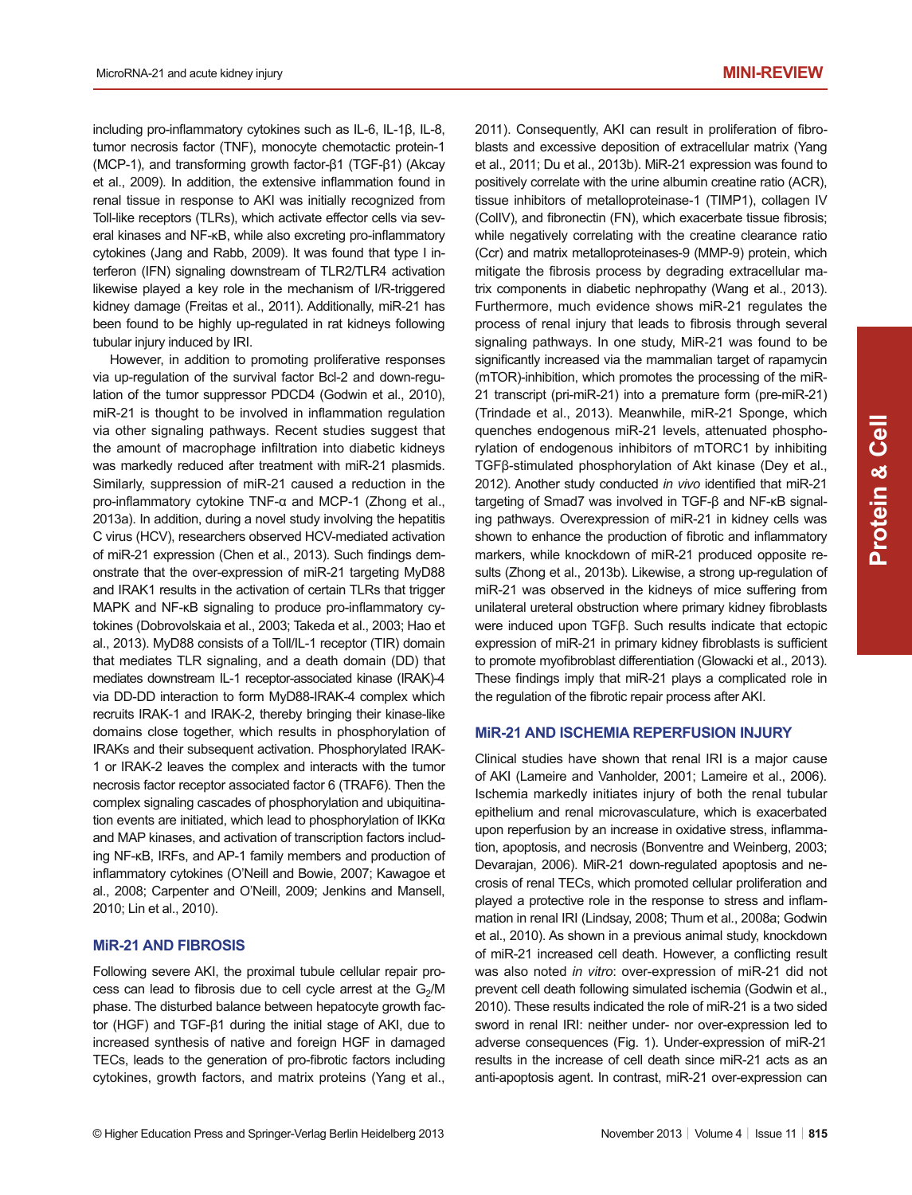including pro-inflammatory cytokines such as IL-6, IL-1β, IL-8, tumor necrosis factor (TNF), monocyte chemotactic protein-1 (MCP-1), and transforming growth factor-β1 (TGF-β1) (Akcay et al., 2009). In addition, the extensive inflammation found in renal tissue in response to AKI was initially recognized from Toll-like receptors (TLRs), which activate effector cells via several kinases and NF-κB, while also excreting pro-inflammatory cytokines (Jang and Rabb, 2009). It was found that type I interferon (IFN) signaling downstream of TLR2/TLR4 activation likewise played a key role in the mechanism of I/R-triggered kidney damage (Freitas et al., 2011). Additionally, miR-21 has been found to be highly up-regulated in rat kidneys following tubular injury induced by IRI.

However, in addition to promoting proliferative responses via up-regulation of the survival factor Bcl-2 and down-regulation of the tumor suppressor PDCD4 (Godwin et al., 2010), miR-21 is thought to be involved in inflammation regulation via other signaling pathways. Recent studies suggest that the amount of macrophage infiltration into diabetic kidneys was markedly reduced after treatment with miR-21 plasmids. Similarly, suppression of miR-21 caused a reduction in the pro-inflammatory cytokine TNF-α and MCP-1 (Zhong et al., 2013a). In addition, during a novel study involving the hepatitis C virus (HCV), researchers observed HCV-mediated activation of miR-21 expression (Chen et al., 2013). Such findings demonstrate that the over-expression of miR-21 targeting MyD88 and IRAK1 results in the activation of certain TLRs that trigger MAPK and NF-κB signaling to produce pro-inflammatory cytokines (Dobrovolskaia et al., 2003; Takeda et al., 2003; Hao et al., 2013). MyD88 consists of a Toll/IL-1 receptor (TIR) domain that mediates TLR signaling, and a death domain (DD) that mediates downstream IL-1 receptor-associated kinase (IRAK)-4 via DD-DD interaction to form MyD88-IRAK-4 complex which recruits IRAK-1 and IRAK-2, thereby bringing their kinase-like domains close together, which results in phosphorylation of IRAKs and their subsequent activation. Phosphorylated IRAK-1 or IRAK-2 leaves the complex and interacts with the tumor necrosis factor receptor associated factor 6 (TRAF6). Then the complex signaling cascades of phosphorylation and ubiquitination events are initiated, which lead to phosphorylation of IKKα and MAP kinases, and activation of transcription factors including NF-κB, IRFs, and AP-1 family members and production of inflammatory cytokines (O'Neill and Bowie, 2007; Kawagoe et al., 2008; Carpenter and O'Neill, 2009; Jenkins and Mansell, 2010; Lin et al., 2010).

## MiR-21 AND FIBROSIS

Following severe AKI, the proximal tubule cellular repair process can lead to fibrosis due to cell cycle arrest at the $G_2$/M phase. The disturbed balance between hepatocyte growth factor (HGF) and TGF-β1 during the initial stage of AKI, due to increased synthesis of native and foreign HGF in damaged TECs, leads to the generation of pro-fibrotic factors including cytokines, growth factors, and matrix proteins (Yang et al., 2011). Consequently, AKI can result in proliferation of fibroblasts and excessive deposition of extracellular matrix (Yang et al., 2011; Du et al., 2013b). MiR-21 expression was found to positively correlate with the urine albumin creatine ratio (ACR), tissue inhibitors of metalloproteinase-1 (TIMP1), collagen IV (ColIV), and fibronectin (FN), which exacerbate tissue fibrosis; while negatively correlating with the creatine clearance ratio (Ccr) and matrix metalloproteinases-9 (MMP-9) protein, which mitigate the fibrosis process by degrading extracellular matrix components in diabetic nephropathy (Wang et al., 2013). Furthermore, much evidence shows miR-21 regulates the process of renal injury that leads to fibrosis through several signaling pathways. In one study, MiR-21 was found to be significantly increased via the mammalian target of rapamycin (mTOR)-inhibition, which promotes the processing of the miR-21 transcript (pri-miR-21) into a premature form (pre-miR-21) (Trindade et al., 2013). Meanwhile, miR-21 Sponge, which quenches endogenous miR-21 levels, attenuated phosphorylation of endogenous inhibitors of mTORC1 by inhibiting TGFβ-stimulated phosphorylation of Akt kinase (Dey et al., 2012). Another study conducted *in vivo* identified that miR-21 targeting of Smad7 was involved in TGF-β and NF-κB signaling pathways. Overexpression of miR-21 in kidney cells was shown to enhance the production of fibrotic and inflammatory markers, while knockdown of miR-21 produced opposite results (Zhong et al., 2013b). Likewise, a strong up-regulation of miR-21 was observed in the kidneys of mice suffering from unilateral ureteral obstruction where primary kidney fibroblasts were induced upon TGFβ. Such results indicate that ectopic expression of miR-21 in primary kidney fibroblasts is sufficient to promote myofibroblast differentiation (Glowacki et al., 2013). These findings imply that miR-21 plays a complicated role in the regulation of the fibrotic repair process after AKI.

## MiR-21 AND ISCHEMIA REPERFUSION INJURY

Clinical studies have shown that renal IRI is a major cause of AKI (Lameire and Vanholder, 2001; Lameire et al., 2006). Ischemia markedly initiates injury of both the renal tubular epithelium and renal microvasculature, which is exacerbated upon reperfusion by an increase in oxidative stress, inflammation, apoptosis, and necrosis (Bonventre and Weinberg, 2003; Devarajan, 2006). MiR-21 down-regulated apoptosis and necrosis of renal TECs, which promoted cellular proliferation and played a protective role in the response to stress and inflammation in renal IRI (Lindsay, 2008; Thum et al., 2008a; Godwin et al., 2010). As shown in a previous animal study, knockdown of miR-21 increased cell death. However, a conflicting result was also noted *in vitro*: over-expression of miR-21 did not prevent cell death following simulated ischemia (Godwin et al., 2010). These results indicated the role of miR-21 is a two sided sword in renal IRI: neither under- nor over-expression led to adverse consequences (Fig. 1). Under-expression of miR-21 results in the increase of cell death since miR-21 acts as an anti-apoptosis agent. In contrast, miR-21 over-expression can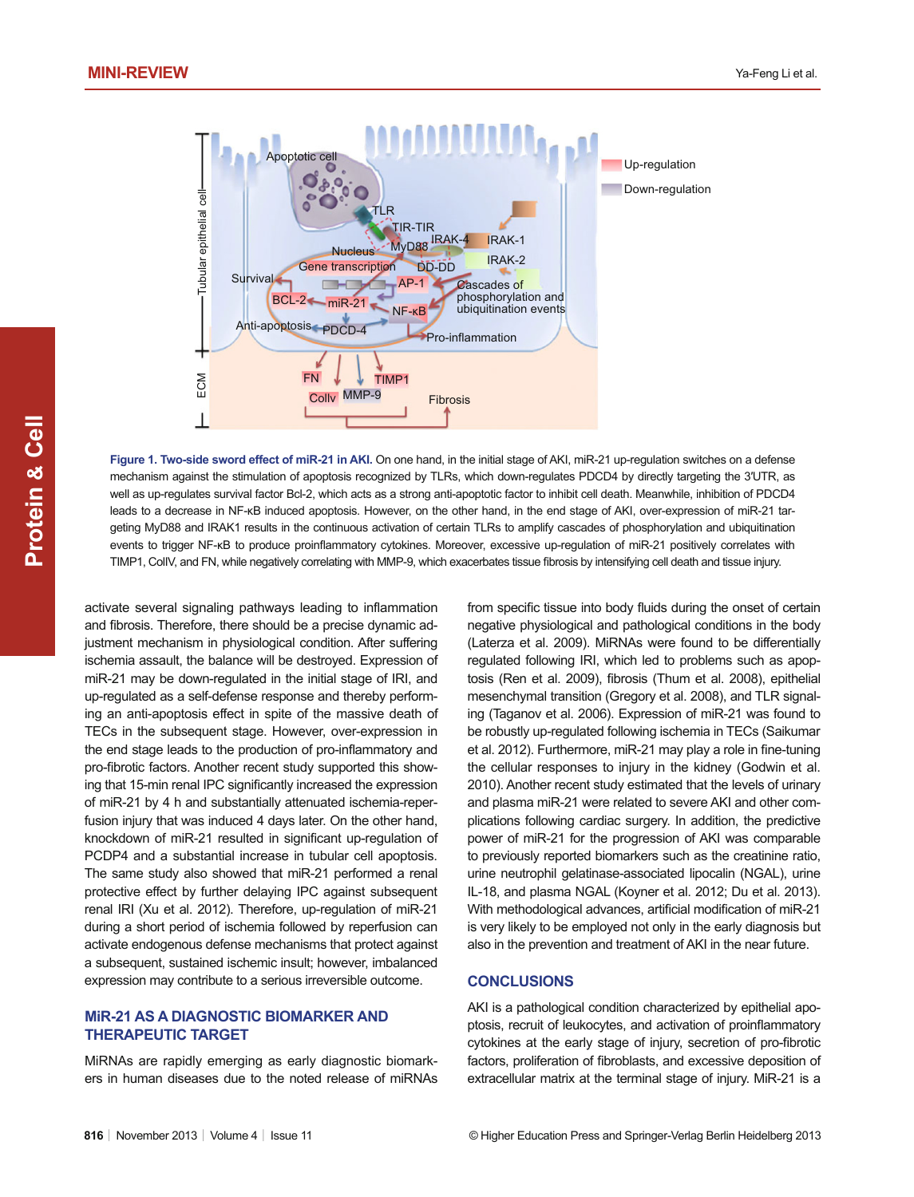**Figure 1. Two-side sword effect of miR-21 in AKI.** On one hand, in the initial stage of AKI, miR-21 up-regulation switches on a defense mechanism against the stimulation of apoptosis recognized by TLRs, which down-regulates PDCD4 by directly targeting the 3′UTR, as well as up-regulates survival factor Bcl-2, which acts as a strong anti-apoptotic factor to inhibit cell death. Meanwhile, inhibition of PDCD4 leads to a decrease in NF-κB induced apoptosis. However, on the other hand, in the end stage of AKI, over-expression of miR-21 targeting MyD88 and IRAK1 results in the continuous activation of certain TLRs to amplify cascades of phosphorylation and ubiquitination events to trigger NF-κB to produce proinflammatory cytokines. Moreover, excessive up-regulation of miR-21 positively correlates with TIMP1, CollV, and FN, while negatively correlating with MMP-9, which exacerbates tissue fibrosis by intensifying cell death and tissue injury.

activate several signaling pathways leading to inflammation and fibrosis. Therefore, there should be a precise dynamic adjustment mechanism in physiological condition. After suffering ischemia assault, the balance will be destroyed. Expression of miR-21 may be down-regulated in the initial stage of IRI, and up-regulated as a self-defense response and thereby performing an anti-apoptosis effect in spite of the massive death of TECs in the subsequent stage. However, over-expression in the end stage leads to the production of pro-inflammatory and pro-fibrotic factors. Another recent study supported this showing that 15-min renal IPC significantly increased the expression of miR-21 by 4 h and substantially attenuated ischemia-reperfusion injury that was induced 4 days later. On the other hand, knockdown of miR-21 resulted in significant up-regulation of PCDP4 and a substantial increase in tubular cell apoptosis. The same study also showed that miR-21 performed a renal protective effect by further delaying IPC against subsequent renal IRI (Xu et al. 2012). Therefore, up-regulation of miR-21 during a short period of ischemia followed by reperfusion can activate endogenous defense mechanisms that protect against a subsequent, sustained ischemic insult; however, imbalanced expression may contribute to a serious irreversible outcome.

## MiR-21 AS A DIAGNOSTIC BIOMARKER AND THERAPEUTIC TARGET

MiRNAs are rapidly emerging as early diagnostic biomarkers in human diseases due to the noted release of miRNAs from specific tissue into body fluids during the onset of certain negative physiological and pathological conditions in the body (Laterza et al. 2009). MiRNAs were found to be differentially regulated following IRI, which led to problems such as apoptosis (Ren et al. 2009), fibrosis (Thum et al. 2008), epithelial mesenchymal transition (Gregory et al. 2008), and TLR signaling (Taganov et al. 2006). Expression of miR-21 was found to be robustly up-regulated following ischemia in TECs (Saikumar et al. 2012). Furthermore, miR-21 may play a role in fine-tuning the cellular responses to injury in the kidney (Godwin et al. 2010). Another recent study estimated that the levels of urinary and plasma miR-21 were related to severe AKI and other complications following cardiac surgery. In addition, the predictive power of miR-21 for the progression of AKI was comparable to previously reported biomarkers such as the creatinine ratio, urine neutrophil gelatinase-associated lipocalin (NGAL), urine IL-18, and plasma NGAL (Koyner et al. 2012; Du et al. 2013). With methodological advances, artificial modification of miR-21 is very likely to be employed not only in the early diagnosis but also in the prevention and treatment of AKI in the near future.

## CONCLUSIONS

AKI is a pathological condition characterized by epithelial apoptosis, recruit of leukocytes, and activation of proinflammatory cytokines at the early stage of injury, secretion of pro-fibrotic factors, proliferation of fibroblasts, and excessive deposition of extracellular matrix at the terminal stage of injury. MiR-21 is a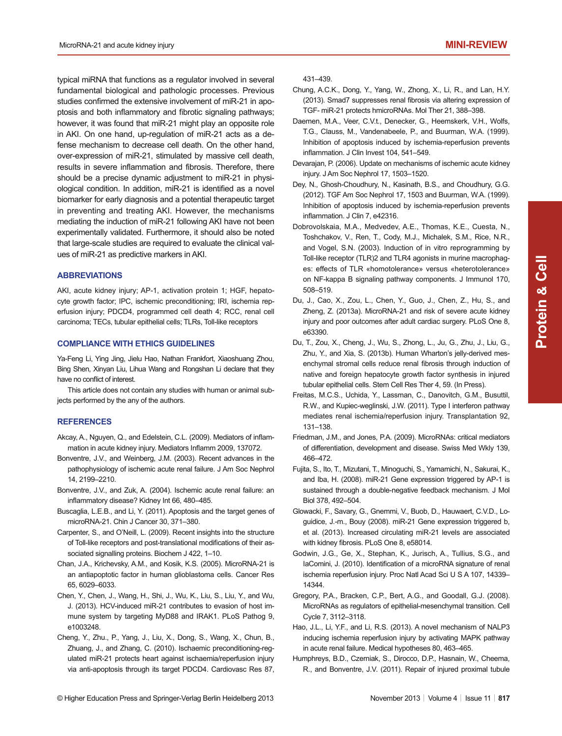typical miRNA that functions as a regulator involved in several fundamental biological and pathologic processes. Previous studies confirmed the extensive involvement of miR-21 in apoptosis and both inflammatory and fibrotic signaling pathways; however, it was found that miR-21 might play an opposite role in AKI. On one hand, up-regulation of miR-21 acts as a defense mechanism to decrease cell death. On the other hand, over-expression of miR-21, stimulated by massive cell death, results in severe inflammation and fibrosis. Therefore, there should be a precise dynamic adjustment to miR-21 in physiological condition. In addition, miR-21 is identified as a novel biomarker for early diagnosis and a potential therapeutic target in preventing and treating AKI. However, the mechanisms mediating the induction of miR-21 following AKI have not been experimentally validated. Furthermore, it should also be noted that large-scale studies are required to evaluate the clinical values of miR-21 as predictive markers in AKI.

## ABBREVIATIONS

AKI, acute kidney injury; AP-1, activation protein 1; HGF, hepatocyte growth factor; IPC, ischemic preconditioning; IRI, ischemia reperfusion injury; PDCD4, programmed cell death 4; RCC, renal cell carcinoma; TECs, tubular epithelial cells; TLRs, Toll-like receptors

## COMPLIANCE WITH ETHICS GUIDELINES

Ya-Feng Li, Ying Jing, Jielu Hao, Nathan Frankfort, Xiaoshuang Zhou, Bing Shen, Xinyan Liu, Lihua Wang and Rongshan Li declare that they have no conflict of interest.

This article does not contain any studies with human or animal subjects performed by the any of the authors.

## REFERENCES

Akcay, A., Nguyen, Q., and Edelstein, C.L. (2009). Mediators of inflammation in acute kidney injury. Mediators Inflamm 2009, 137072.

Bonventre, J.V., and Weinberg, J.M. (2003). Recent advances in the pathophysiology of ischemic acute renal failure. J Am Soc Nephrol 14, 2199–2210.

Bonventre, J.V., and Zuk, A. (2004). Ischemic acute renal failure: an inflammatory disease? Kidney Int 66, 480–485.

Buscaglia, L.E.B., and Li, Y. (2011). Apoptosis and the target genes of microRNA-21. Chin J Cancer 30, 371–380.

Carpenter, S., and O'Neill, L. (2009). Recent insights into the structure of Toll-like receptors and post-translational modifications of their associated signalling proteins. Biochem J 422, 1–10.

Chan, J.A., Krichevsky, A.M., and Kosik, K.S. (2005). MicroRNA-21 is an antiapoptotic factor in human glioblastoma cells. Cancer Res 65, 6029–6033.

Chen, Y., Chen, J., Wang, H., Shi, J., Wu, K., Liu, S., Liu, Y., and Wu, J. (2013). HCV-induced miR-21 contributes to evasion of host immune system by targeting MyD88 and IRAK1. PLoS Pathog 9, e1003248.

Cheng, Y., Zhu., P., Yang, J., Liu, X., Dong, S., Wang, X., Chun, B., Zhuang, J., and Zhang, C. (2010). Ischaemic preconditioning-regulated miR-21 protects heart against ischaemia/reperfusion injury via anti-apoptosis through its target PDCD4. Cardiovasc Res 87, 431–439.

Chung, A.C.K., Dong, Y., Yang, W., Zhong, X., Li, R., and Lan, H.Y. (2013). Smad7 suppresses renal fibrosis via altering expression of TGF- miR-21 protects hmicroRNAs. Mol Ther 21, 388–398.

Daemen, M.A., Veer, C.V.t., Denecker, G., Heemskerk, V.H., Wolfs, T.G., Clauss, M., Vandenabeele, P., and Buurman, W.A. (1999). Inhibition of apoptosis induced by ischemia-reperfusion prevents inflammation. J Clin Invest 104, 541–549.

Devarajan, P. (2006). Update on mechanisms of ischemic acute kidney injury. J Am Soc Nephrol 17, 1503–1520.

Dey, N., Ghosh-Choudhury, N., Kasinath, B.S., and Choudhury, G.G. (2012). TGF Am Soc Nephrol 17, 1503 and Buurman, W.A. (1999). Inhibition of apoptosis induced by ischemia-reperfusion prevents inflammation. J Clin 7, e42316.

Dobrovolskaia, M.A., Medvedev, A.E., Thomas, K.E., Cuesta, N., Toshchakov, V., Ren, T., Cody, M.J., Michalek, S.M., Rice, N.R., and Vogel, S.N. (2003). Induction of in vitro reprogramming by Toll-like receptor (TLR)2 and TLR4 agonists in murine macrophages: effects of TLR «homotolerance» versus «heterotolerance» on NF-kappa B signaling pathway components. J Immunol 170, 508–519.

Du, J., Cao, X., Zou, L., Chen, Y., Guo, J., Chen, Z., Hu, S., and Zheng, Z. (2013a). MicroRNA-21 and risk of severe acute kidney injury and poor outcomes after adult cardiac surgery. PLoS One 8, e63390.

Du, T., Zou, X., Cheng, J., Wu, S., Zhong, L., Ju, G., Zhu, J., Liu, G., Zhu, Y., and Xia, S. (2013b). Human Wharton's jelly-derived mesenchymal stromal cells reduce renal fibrosis through induction of native and foreign hepatocyte growth factor synthesis in injured tubular epithelial cells. Stem Cell Res Ther 4, 59. (In Press).

Freitas, M.C.S., Uchida, Y., Lassman, C., Danovitch, G.M., Busuttil, R.W., and Kupiec-weglinski, J.W. (2011). Type I interferon pathway mediates renal ischemia/reperfusion injury. Transplantation 92, 131–138.

Friedman, J.M., and Jones, P.A. (2009). MicroRNAs: critical mediators of differentiation, development and disease. Swiss Med Wkly 139, 466–472.

Fujita, S., Ito, T., Mizutani, T., Minoguchi, S., Yamamichi, N., Sakurai, K., and Iba, H. (2008). miR-21 Gene expression triggered by AP-1 is sustained through a double-negative feedback mechanism. J Mol Biol 378, 492–504.

Glowacki, F., Savary, G., Gnemmi, V., Buob, D., Hauwaert, C.V.D., Loguidice, J.-m., Bouy (2008). miR-21 Gene expression triggered b, et al. (2013). Increased circulating miR-21 levels are associated with kidney fibrosis. PLoS One 8, e58014.

Godwin, J.G., Ge, X., Stephan, K., Jurisch, A., Tullius, S.G., and IaComini, J. (2010). Identification of a microRNA signature of renal ischemia reperfusion injury. Proc Natl Acad Sci U S A 107, 14339–14344.

Gregory, P.A., Bracken, C.P., Bert, A.G., and Goodall, G.J. (2008). MicroRNAs as regulators of epithelial-mesenchymal transition. Cell Cycle 7, 3112–3118.

Hao, J.L., Li, Y.F., and Li, R.S. (2013). A novel mechanism of NALP3 inducing ischemia reperfusion injury by activating MAPK pathway in acute renal failure. Medical hypotheses 80, 463–465.

Humphreys, B.D., Czerniak, S., Dirocco, D.P., Hasnain, W., Cheema, R., and Bonventre, J.V. (2011). Repair of injured proximal tubule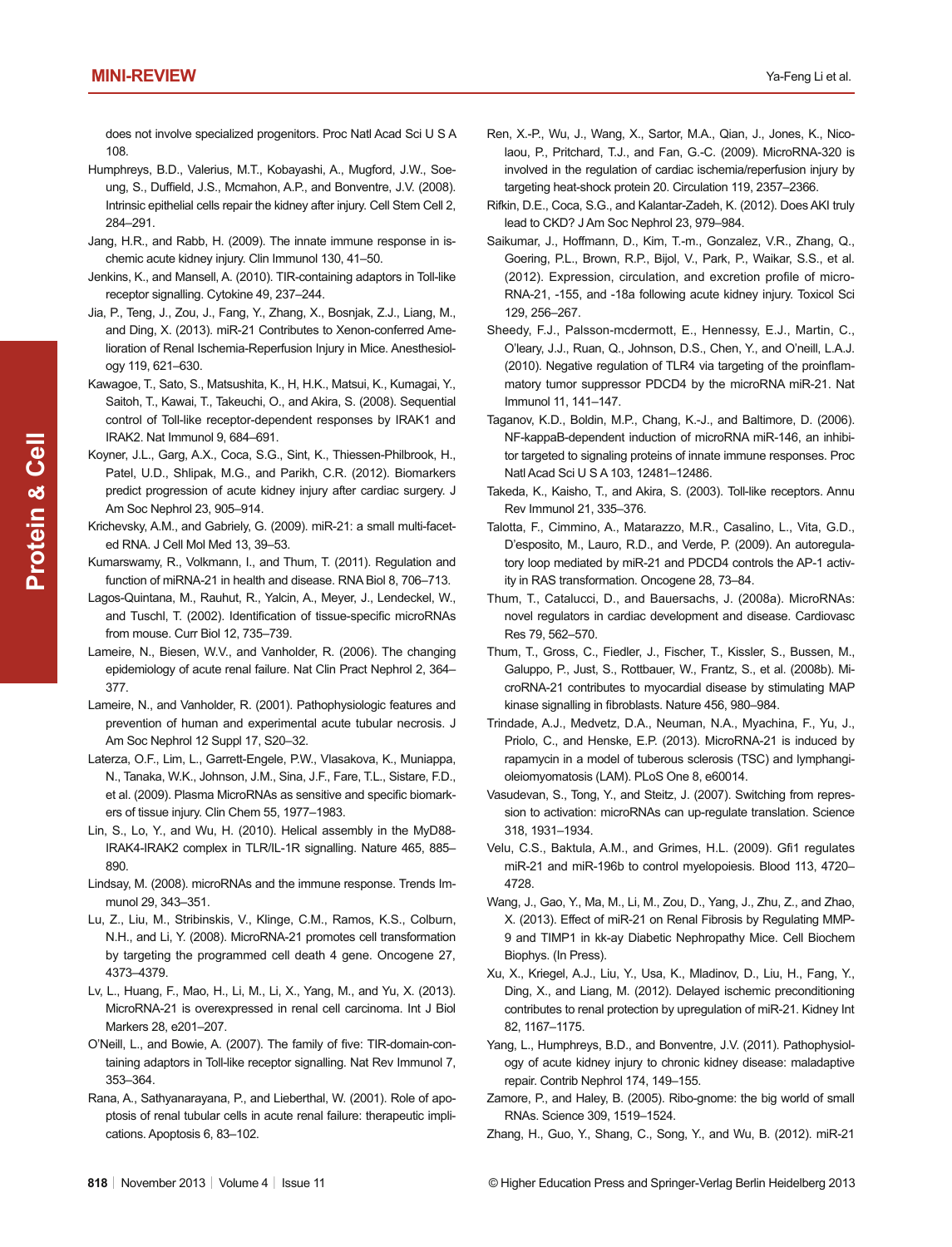does not involve specialized progenitors. Proc Natl Acad Sci U S A 108.

Humphreys, B.D., Valerius, M.T., Kobayashi, A., Mugford, J.W., Soeung, S., Duffield, J.S., Mcmahon, A.P., and Bonventre, J.V. (2008). Intrinsic epithelial cells repair the kidney after injury. Cell Stem Cell 2, 284–291.

Jang, H.R., and Rabb, H. (2009). The innate immune response in ischemic acute kidney injury. Clin Immunol 130, 41–50.

Jenkins, K., and Mansell, A. (2010). TIR-containing adaptors in Toll-like receptor signalling. Cytokine 49, 237–244.

Jia, P., Teng, J., Zou, J., Fang, Y., Zhang, X., Bosnjak, Z.J., Liang, M., and Ding, X. (2013). miR-21 Contributes to Xenon-conferred Amelioration of Renal Ischemia-Reperfusion Injury in Mice. Anesthesiology 119, 621–630.

Kawagoe, T., Sato, S., Matsushita, K., H, H.K., Matsui, K., Kumagai, Y., Saitoh, T., Kawai, T., Takeuchi, O., and Akira, S. (2008). Sequential control of Toll-like receptor-dependent responses by IRAK1 and IRAK2. Nat Immunol 9, 684–691.

Koyner, J.L., Garg, A.X., Coca, S.G., Sint, K., Thiessen-Philbrook, H., Patel, U.D., Shlipak, M.G., and Parikh, C.R. (2012). Biomarkers predict progression of acute kidney injury after cardiac surgery. J Am Soc Nephrol 23, 905–914.

Krichevsky, A.M., and Gabriely, G. (2009). miR-21: a small multi-faceted RNA. J Cell Mol Med 13, 39–53.

Kumarswamy, R., Volkmann, I., and Thum, T. (2011). Regulation and function of miRNA-21 in health and disease. RNA Biol 8, 706–713.

Lagos-Quintana, M., Rauhut, R., Yalcin, A., Meyer, J., Lendeckel, W., and Tuschl, T. (2002). Identification of tissue-specific microRNAs from mouse. Curr Biol 12, 735–739.

Lameire, N., Biesen, W.V., and Vanholder, R. (2006). The changing epidemiology of acute renal failure. Nat Clin Pract Nephrol 2, 364–377.

Lameire, N., and Vanholder, R. (2001). Pathophysiologic features and prevention of human and experimental acute tubular necrosis. J Am Soc Nephrol 12 Suppl 17, S20–32.

Laterza, O.F., Lim, L., Garrett-Engele, P.W., Vlasakova, K., Muniappa, N., Tanaka, W.K., Johnson, J.M., Sina, J.F., Fare, T.L., Sistare, F.D., et al. (2009). Plasma MicroRNAs as sensitive and specific biomarkers of tissue injury. Clin Chem 55, 1977–1983.

Lin, S., Lo, Y., and Wu, H. (2010). Helical assembly in the MyD88-IRAK4-IRAK2 complex in TLR/IL-1R signalling. Nature 465, 885–890.

Lindsay, M. (2008). microRNAs and the immune response. Trends Immunol 29, 343–351.

Lu, Z., Liu, M., Stribinskis, V., Klinge, C.M., Ramos, K.S., Colburn, N.H., and Li, Y. (2008). MicroRNA-21 promotes cell transformation by targeting the programmed cell death 4 gene. Oncogene 27, 4373–4379.

Lv, L., Huang, F., Mao, H., Li, M., Li, X., Yang, M., and Yu, X. (2013). MicroRNA-21 is overexpressed in renal cell carcinoma. Int J Biol Markers 28, e201–207.

O'Neill, L., and Bowie, A. (2007). The family of five: TIR-domain-containing adaptors in Toll-like receptor signalling. Nat Rev Immunol 7, 353–364.

Rana, A., Sathyanarayana, P., and Lieberthal, W. (2001). Role of apoptosis of renal tubular cells in acute renal failure: therapeutic implications. Apoptosis 6, 83–102.

Ren, X.-P., Wu, J., Wang, X., Sartor, M.A., Qian, J., Jones, K., Nicolaou, P., Pritchard, T.J., and Fan, G.-C. (2009). MicroRNA-320 is involved in the regulation of cardiac ischemia/reperfusion injury by targeting heat-shock protein 20. Circulation 119, 2357–2366.

Rifkin, D.E., Coca, S.G., and Kalantar-Zadeh, K. (2012). Does AKI truly lead to CKD? J Am Soc Nephrol 23, 979–984.

Saikumar, J., Hoffmann, D., Kim, T.-m., Gonzalez, V.R., Zhang, Q., Goering, P.L., Brown, R.P., Bijol, V., Park, P., Waikar, S.S., et al. (2012). Expression, circulation, and excretion profile of microRNA-21, -155, and -18a following acute kidney injury. Toxicol Sci 129, 256–267.

Sheedy, F.J., Palsson-mcdermott, E., Hennessy, E.J., Martin, C., O'leary, J.J., Ruan, Q., Johnson, D.S., Chen, Y., and O'neill, L.A.J. (2010). Negative regulation of TLR4 via targeting of the proinflammatory tumor suppressor PDCD4 by the microRNA miR-21. Nat Immunol 11, 141–147.

Taganov, K.D., Boldin, M.P., Chang, K.-J., and Baltimore, D. (2006). NF-kappaB-dependent induction of microRNA miR-146, an inhibitor targeted to signaling proteins of innate immune responses. Proc Natl Acad Sci U S A 103, 12481–12486.

Takeda, K., Kaisho, T., and Akira, S. (2003). Toll-like receptors. Annu Rev Immunol 21, 335–376.

Talotta, F., Cimmino, A., Matarazzo, M.R., Casalino, L., Vita, G.D., D'esposito, M., Lauro, R.D., and Verde, P. (2009). An autoregulatory loop mediated by miR-21 and PDCD4 controls the AP-1 activity in RAS transformation. Oncogene 28, 73–84.

Thum, T., Catalucci, D., and Bauersachs, J. (2008a). MicroRNAs: novel regulators in cardiac development and disease. Cardiovasc Res 79, 562–570.

Thum, T., Gross, C., Fiedler, J., Fischer, T., Kissler, S., Bussen, M., Galuppo, P., Just, S., Rottbauer, W., Frantz, S., et al. (2008b). MicroRNA-21 contributes to myocardial disease by stimulating MAP kinase signalling in fibroblasts. Nature 456, 980–984.

Trindade, A.J., Medvetz, D.A., Neuman, N.A., Myachina, F., Yu, J., Priolo, C., and Henske, E.P. (2013). MicroRNA-21 is induced by rapamycin in a model of tuberous sclerosis (TSC) and lymphangioleiomyomatosis (LAM). PLoS One 8, e60014.

Vasudevan, S., Tong, Y., and Steitz, J. (2007). Switching from repression to activation: microRNAs can up-regulate translation. Science 318, 1931–1934.

Velu, C.S., Baktula, A.M., and Grimes, H.L. (2009). Gfi1 regulates miR-21 and miR-196b to control myelopoiesis. Blood 113, 4720–4728.

Wang, J., Gao, Y., Ma, M., Li, M., Zou, D., Yang, J., Zhu, Z., and Zhao, X. (2013). Effect of miR-21 on Renal Fibrosis by Regulating MMP-9 and TIMP1 in kk-ay Diabetic Nephropathy Mice. Cell Biochem Biophys. (In Press).

Xu, X., Kriegel, A.J., Liu, Y., Usa, K., Mladinov, D., Liu, H., Fang, Y., Ding, X., and Liang, M. (2012). Delayed ischemic preconditioning contributes to renal protection by upregulation of miR-21. Kidney Int 82, 1167–1175.

Yang, L., Humphreys, B.D., and Bonventre, J.V. (2011). Pathophysiology of acute kidney injury to chronic kidney disease: maladaptive repair. Contrib Nephrol 174, 149–155.

Zamore, P., and Haley, B. (2005). Ribo-gnome: the big world of small RNAs. Science 309, 1519–1524.

Zhang, H., Guo, Y., Shang, C., Song, Y., and Wu, B. (2012). miR-21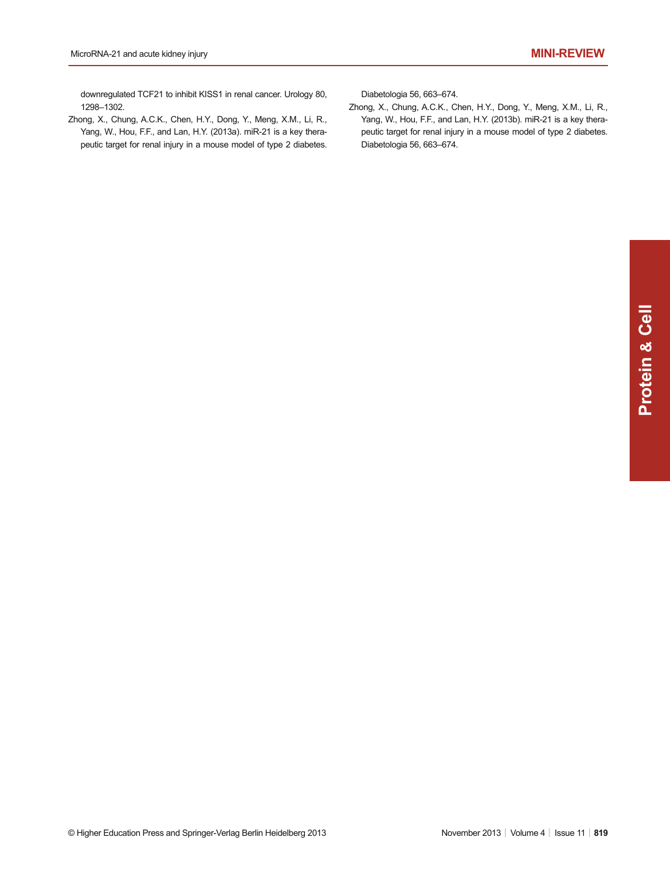downregulated TCF21 to inhibit KISS1 in renal cancer. Urology 80, 1298–1302.

Zhong, X., Chung, A.C.K., Chen, H.Y., Dong, Y., Meng, X.M., Li, R., Yang, W., Hou, F.F., and Lan, H.Y. (2013a). miR-21 is a key therapeutic target for renal injury in a mouse model of type 2 diabetes. Diabetologia 56, 663–674.

Zhong, X., Chung, A.C.K., Chen, H.Y., Dong, Y., Meng, X.M., Li, R., Yang, W., Hou, F.F., and Lan, H.Y. (2013b). miR-21 is a key therapeutic target for renal injury in a mouse model of type 2 diabetes. Diabetologia 56, 663–674.